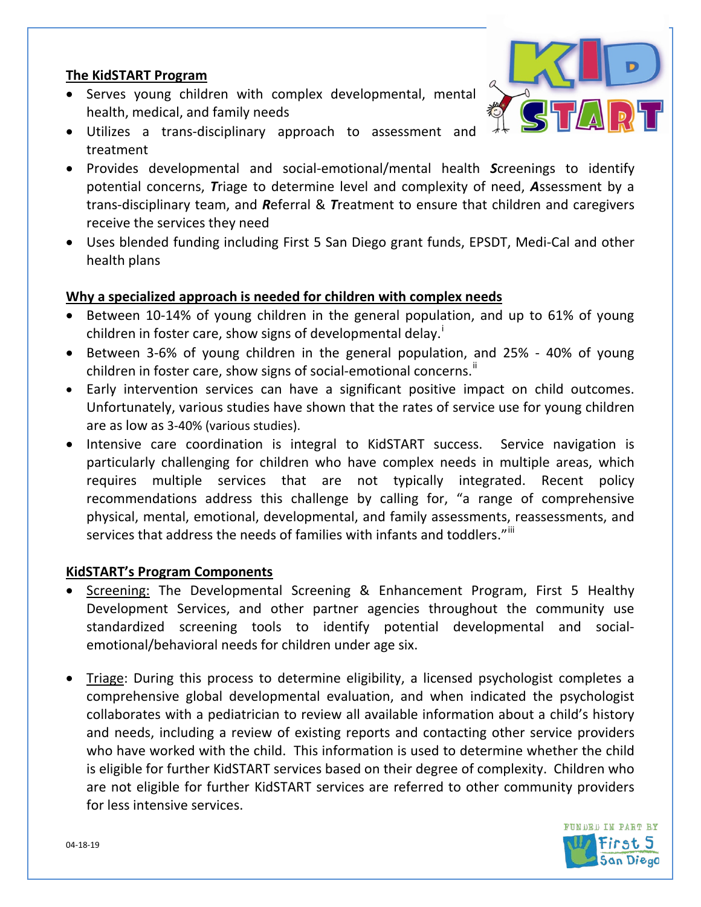## The KidSTART Program

- Serves young children with complex developmental, mental health, medical, and family needs
- Utilizes a trans-disciplinary approach to assessment and treatment
- Provides developmental and social-emotional/mental health ***S***creenings to identify potential concerns, ***T***riage to determine level and complexity of need, ***A***ssessment by a trans-disciplinary team, and ***R***eferral & ***T***reatment to ensure that children and caregivers receive the services they need
- Uses blended funding including First 5 San Diego grant funds, EPSDT, Medi-Cal and other health plans

## Why a specialized approach is needed for children with complex needs

- Between 10-14% of young children in the general population, and up to 61% of young children in foster care, show signs of developmental delay.[i]
- Between 3-6% of young children in the general population, and 25% - 40% of young children in foster care, show signs of social-emotional concerns.[ii]
- Early intervention services can have a significant positive impact on child outcomes. Unfortunately, various studies have shown that the rates of service use for young children are as low as 3-40% (various studies).
- Intensive care coordination is integral to KidSTART success. Service navigation is particularly challenging for children who have complex needs in multiple areas, which requires multiple services that are not typically integrated. Recent policy recommendations address this challenge by calling for, "a range of comprehensive physical, mental, emotional, developmental, and family assessments, reassessments, and services that address the needs of families with infants and toddlers."[iii]

## KidSTART's Program Components

- Screening: The Developmental Screening & Enhancement Program, First 5 Healthy Development Services, and other partner agencies throughout the community use standardized screening tools to identify potential developmental and social-emotional/behavioral needs for children under age six.

- Triage: During this process to determine eligibility, a licensed psychologist completes a comprehensive global developmental evaluation, and when indicated the psychologist collaborates with a pediatrician to review all available information about a child's history and needs, including a review of existing reports and contacting other service providers who have worked with the child. This information is used to determine whether the child is eligible for further KidSTART services based on their degree of complexity. Children who are not eligible for further KidSTART services are referred to other community providers for less intensive services.

04-18-19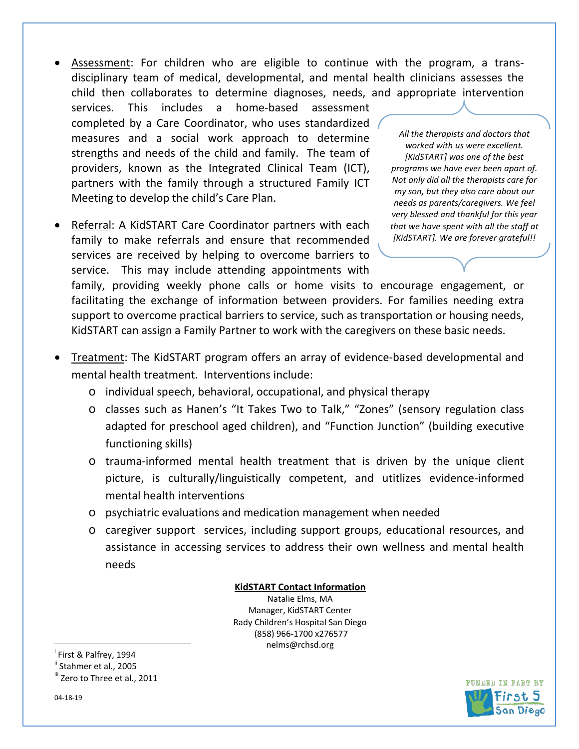- Assessment: For children who are eligible to continue with the program, a trans-disciplinary team of medical, developmental, and mental health clinicians assesses the child then collaborates to determine diagnoses, needs, and appropriate intervention services. This includes a home-based assessment completed by a Care Coordinator, who uses standardized measures and a social work approach to determine strengths and needs of the child and family. The team of providers, known as the Integrated Clinical Team (ICT), partners with the family through a structured Family ICT Meeting to develop the child's Care Plan.

- Referral: A KidSTART Care Coordinator partners with each family to make referrals and ensure that recommended services are received by helping to overcome barriers to service. This may include attending appointments with family, providing weekly phone calls or home visits to encourage engagement, or facilitating the exchange of information between providers. For families needing extra support to overcome practical barriers to service, such as transportation or housing needs, KidSTART can assign a Family Partner to work with the caregivers on these basic needs.

> *All the therapists and doctors that worked with us were excellent. [KidSTART] was one of the best programs we have ever been apart of. Not only did all the therapists care for my son, but they also care about our needs as parents/caregivers. We feel very blessed and thankful for this year that we have spent with all the staff at [KidSTART]. We are forever grateful!!*

- Treatment: The KidSTART program offers an array of evidence-based developmental and mental health treatment. Interventions include:
  - individual speech, behavioral, occupational, and physical therapy
  - classes such as Hanen's "It Takes Two to Talk," "Zones" (sensory regulation class adapted for preschool aged children), and "Function Junction" (building executive functioning skills)
  - trauma-informed mental health treatment that is driven by the unique client picture, is culturally/linguistically competent, and utitlizes evidence-informed mental health interventions
  - psychiatric evaluations and medication management when needed
  - caregiver support services, including support groups, educational resources, and assistance in accessing services to address their own wellness and mental health needs

**KidSTART Contact Information**

Natalie Elms, MA
Manager, KidSTART Center
Rady Children's Hospital San Diego
(858) 966-1700 x276577
nelms@rchsd.org

---

[i] First & Palfrey, 1994
[ii] Stahmer et al., 2005
[iii] Zero to Three et al., 2011

04-18-19

FUNDED IN PART BY First 5 San Diego